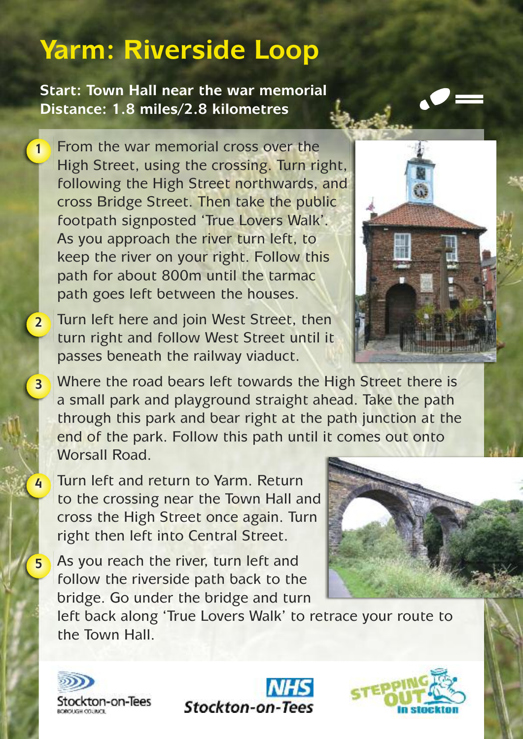# Yarm: Riverside Loop

**Start: Town Hall near the war memorial**
**Distance: 1.8 miles/2.8 kilometres**

1. From the war memorial cross over the High Street, using the crossing. Turn right, following the High Street northwards, and cross Bridge Street. Then take the public footpath signposted 'True Lovers Walk'. As you approach the river turn left, to keep the river on your right. Follow this path for about 800m until the tarmac path goes left between the houses.

2. Turn left here and join West Street, then turn right and follow West Street until it passes beneath the railway viaduct.

3. Where the road bears left towards the High Street there is a small park and playground straight ahead. Take the path through this park and bear right at the path junction at the end of the park. Follow this path until it comes out onto Worsall Road.

4. Turn left and return to Yarm. Return to the crossing near the Town Hall and cross the High Street once again. Turn right then left into Central Street.

5. As you reach the river, turn left and follow the riverside path back to the bridge. Go under the bridge and turn left back along 'True Lovers Walk' to retrace your route to the Town Hall.

Stockton-on-Tees Borough Council

NHS Stockton-on-Tees

Stepping Out in Stockton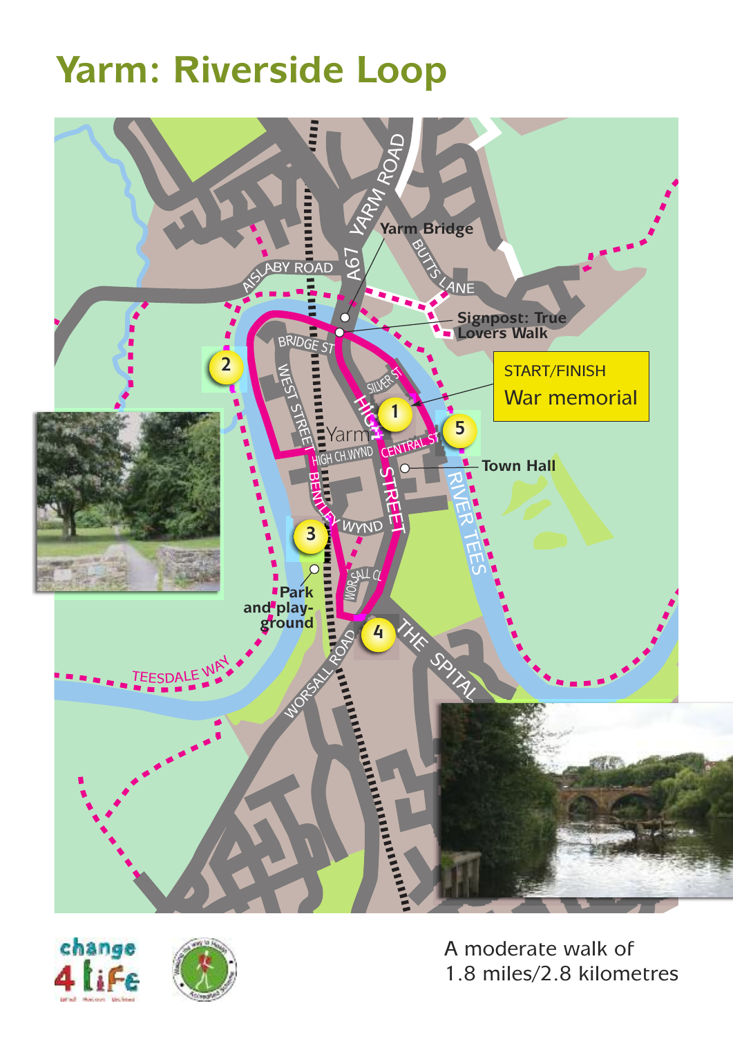# Yarm: Riverside Loop

Yarm Bridge

Signpost: True Lovers Walk

START/FINISH
War memorial

Town Hall

Park and play-ground

A67 YARM ROAD

AISLABY ROAD

BUTTS LANE

BRIDGE ST

WEST STREET

SILVER ST

HIGH STREET

HIGH CH.WYND

CENTRAL ST

BENTLEY WYND

WORSALL CL

WORSALL ROAD

THE SPITAL

RIVER TEES

TEESDALE WAY

Yarm

1 2 3 4 5

A moderate walk of
1.8 miles/2.8 kilometres